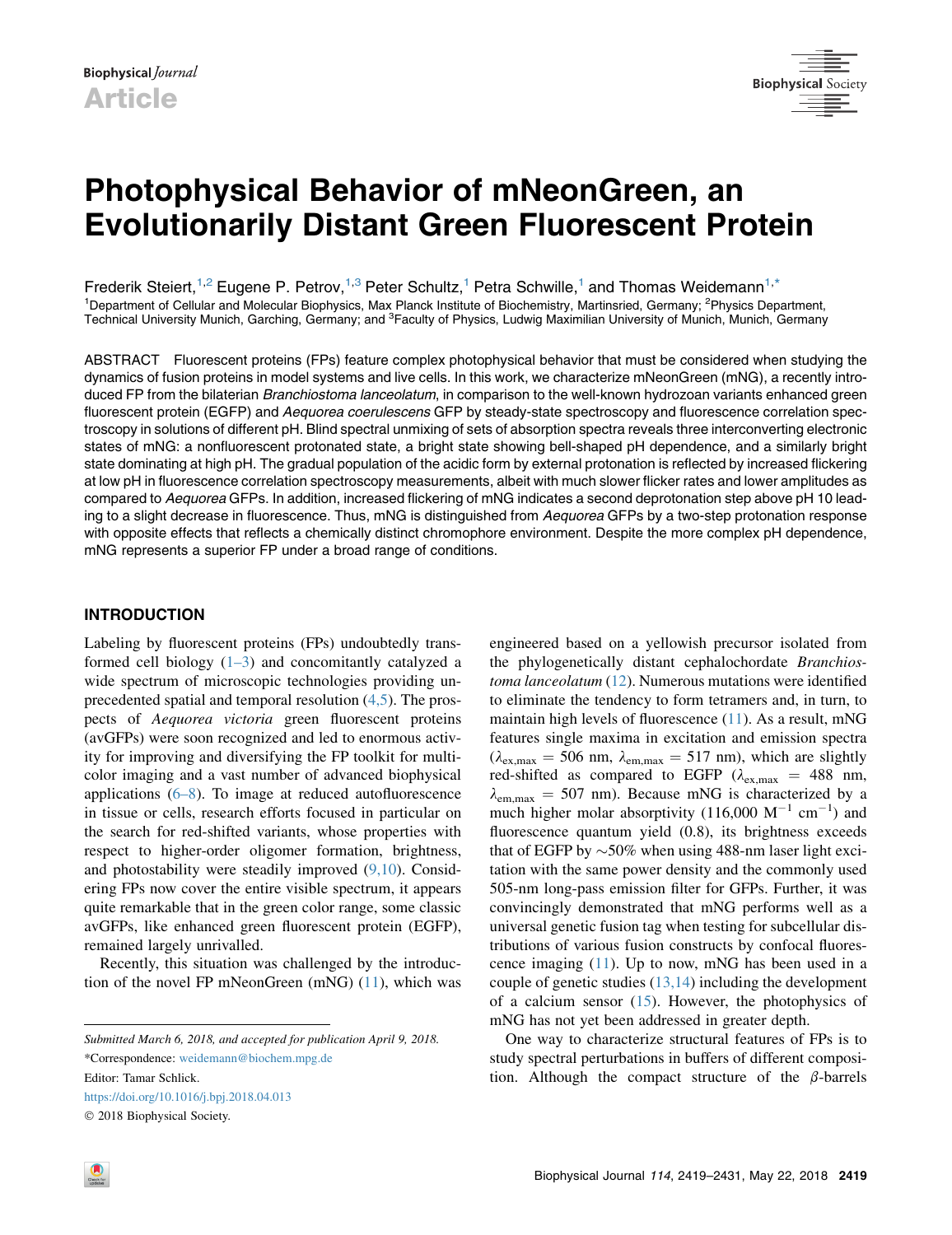Biophysical Journal

Article

# Photophysical Behavior of mNeonGreen, an Evolutionarily Distant Green Fluorescent Protein

Frederik Steiert,[1,2] Eugene P. Petrov,[1,3] Peter Schultz,[1] Petra Schwille,[1] and Thomas Weidemann[1,*]

[1]Department of Cellular and Molecular Biophysics, Max Planck Institute of Biochemistry, Martinsried, Germany; [2]Physics Department, Technical University Munich, Garching, Germany; and [3]Faculty of Physics, Ludwig Maximilian University of Munich, Munich, Germany

ABSTRACT Fluorescent proteins (FPs) feature complex photophysical behavior that must be considered when studying the dynamics of fusion proteins in model systems and live cells. In this work, we characterize mNeonGreen (mNG), a recently introduced FP from the bilaterian *Branchiostoma lanceolatum*, in comparison to the well-known hydrozoan variants enhanced green fluorescent protein (EGFP) and *Aequorea coerulescens* GFP by steady-state spectroscopy and fluorescence correlation spectroscopy in solutions of different pH. Blind spectral unmixing of sets of absorption spectra reveals three interconverting electronic states of mNG: a nonfluorescent protonated state, a bright state showing bell-shaped pH dependence, and a similarly bright state dominating at high pH. The gradual population of the acidic form by external protonation is reflected by increased flickering at low pH in fluorescence correlation spectroscopy measurements, albeit with much slower flicker rates and lower amplitudes as compared to *Aequorea* GFPs. In addition, increased flickering of mNG indicates a second deprotonation step above pH 10 leading to a slight decrease in fluorescence. Thus, mNG is distinguished from *Aequorea* GFPs by a two-step protonation response with opposite effects that reflects a chemically distinct chromophore environment. Despite the more complex pH dependence, mNG represents a superior FP under a broad range of conditions.

## INTRODUCTION

Labeling by fluorescent proteins (FPs) undoubtedly transformed cell biology (1–3) and concomitantly catalyzed a wide spectrum of microscopic technologies providing unprecedented spatial and temporal resolution (4,5). The prospects of *Aequorea victoria* green fluorescent proteins (avGFPs) were soon recognized and led to enormous activity for improving and diversifying the FP toolkit for multicolor imaging and a vast number of advanced biophysical applications (6–8). To image at reduced autofluorescence in tissue or cells, research efforts focused in particular on the search for red-shifted variants, whose properties with respect to higher-order oligomer formation, brightness, and photostability were steadily improved (9,10). Considering FPs now cover the entire visible spectrum, it appears quite remarkable that in the green color range, some classic avGFPs, like enhanced green fluorescent protein (EGFP), remained largely unrivalled.

Recently, this situation was challenged by the introduction of the novel FP mNeonGreen (mNG) (11), which was engineered based on a yellowish precursor isolated from the phylogenetically distant cephalochordate *Branchiostoma lanceolatum* (12). Numerous mutations were identified to eliminate the tendency to form tetramers and, in turn, to maintain high levels of fluorescence (11). As a result, mNG features single maxima in excitation and emission spectra ($\lambda_{ex,max}$ = 506 nm, $\lambda_{em,max}$ = 517 nm), which are slightly red-shifted as compared to EGFP ($\lambda_{ex,max}$ = 488 nm, $\lambda_{em,max}$ = 507 nm). Because mNG is characterized by a much higher molar absorptivity (116,000 $M^{-1}$ $cm^{-1}$) and fluorescence quantum yield (0.8), its brightness exceeds that of EGFP by ~50% when using 488-nm laser light excitation with the same power density and the commonly used 505-nm long-pass emission filter for GFPs. Further, it was convincingly demonstrated that mNG performs well as a universal genetic fusion tag when testing for subcellular distributions of various fusion constructs by confocal fluorescence imaging (11). Up to now, mNG has been used in a couple of genetic studies (13,14) including the development of a calcium sensor (15). However, the photophysics of mNG has not yet been addressed in greater depth.

One way to characterize structural features of FPs is to study spectral perturbations in buffers of different composition. Although the compact structure of the β-barrels

*Submitted March 6, 2018, and accepted for publication April 9, 2018.*

*Correspondence: weidemann@biochem.mpg.de

Editor: Tamar Schlick.

https://doi.org/10.1016/j.bpj.2018.04.013

© 2018 Biophysical Society.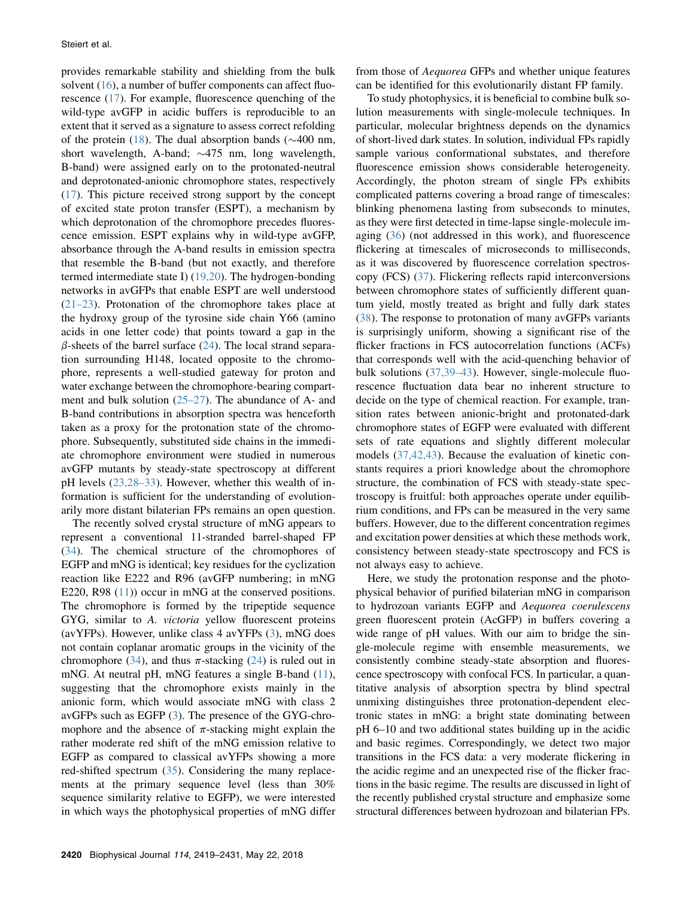provides remarkable stability and shielding from the bulk solvent (16), a number of buffer components can affect fluorescence (17). For example, fluorescence quenching of the wild-type avGFP in acidic buffers is reproducible to an extent that it served as a signature to assess correct refolding of the protein (18). The dual absorption bands (~400 nm, short wavelength, A-band; ~475 nm, long wavelength, B-band) were assigned early on to the protonated-neutral and deprotonated-anionic chromophore states, respectively (17). This picture received strong support by the concept of excited state proton transfer (ESPT), a mechanism by which deprotonation of the chromophore precedes fluorescence emission. ESPT explains why in wild-type avGFP, absorbance through the A-band results in emission spectra that resemble the B-band (but not exactly, and therefore termed intermediate state I) (19,20). The hydrogen-bonding networks in avGFPs that enable ESPT are well understood (21–23). Protonation of the chromophore takes place at the hydroxy group of the tyrosine side chain Y66 (amino acids in one letter code) that points toward a gap in the $\beta$-sheets of the barrel surface (24). The local strand separation surrounding H148, located opposite to the chromophore, represents a well-studied gateway for proton and water exchange between the chromophore-bearing compartment and bulk solution (25–27). The abundance of A- and B-band contributions in absorption spectra was henceforth taken as a proxy for the protonation state of the chromophore. Subsequently, substituted side chains in the immediate chromophore environment were studied in numerous avGFP mutants by steady-state spectroscopy at different pH levels (23,28–33). However, whether this wealth of information is sufficient for the understanding of evolutionarily more distant bilaterian FPs remains an open question.

The recently solved crystal structure of mNG appears to represent a conventional 11-stranded barrel-shaped FP (34). The chemical structure of the chromophores of EGFP and mNG is identical; key residues for the cyclization reaction like E222 and R96 (avGFP numbering; in mNG E220, R98 (11)) occur in mNG at the conserved positions. The chromophore is formed by the tripeptide sequence GYG, similar to *A. victoria* yellow fluorescent proteins (avYFPs). However, unlike class 4 avYFPs (3), mNG does not contain coplanar aromatic groups in the vicinity of the chromophore (34), and thus $\pi$-stacking (24) is ruled out in mNG. At neutral pH, mNG features a single B-band (11), suggesting that the chromophore exists mainly in the anionic form, which would associate mNG with class 2 avGFPs such as EGFP (3). The presence of the GYG-chromophore and the absence of $\pi$-stacking might explain the rather moderate red shift of the mNG emission relative to EGFP as compared to classical avYFPs showing a more red-shifted spectrum (35). Considering the many replacements at the primary sequence level (less than 30% sequence similarity relative to EGFP), we were interested in which ways the photophysical properties of mNG differ from those of *Aequorea* GFPs and whether unique features can be identified for this evolutionarily distant FP family.

To study photophysics, it is beneficial to combine bulk solution measurements with single-molecule techniques. In particular, molecular brightness depends on the dynamics of short-lived dark states. In solution, individual FPs rapidly sample various conformational substates, and therefore fluorescence emission shows considerable heterogeneity. Accordingly, the photon stream of single FPs exhibits complicated patterns covering a broad range of timescales: blinking phenomena lasting from subseconds to minutes, as they were first detected in time-lapse single-molecule imaging (36) (not addressed in this work), and fluorescence flickering at timescales of microseconds to milliseconds, as it was discovered by fluorescence correlation spectroscopy (FCS) (37). Flickering reflects rapid interconversions between chromophore states of sufficiently different quantum yield, mostly treated as bright and fully dark states (38). The response to protonation of many avGFPs variants is surprisingly uniform, showing a significant rise of the flicker fractions in FCS autocorrelation functions (ACFs) that corresponds well with the acid-quenching behavior of bulk solutions (37,39–43). However, single-molecule fluorescence fluctuation data bear no inherent structure to decide on the type of chemical reaction. For example, transition rates between anionic-bright and protonated-dark chromophore states of EGFP were evaluated with different sets of rate equations and slightly different molecular models (37,42,43). Because the evaluation of kinetic constants requires a priori knowledge about the chromophore structure, the combination of FCS with steady-state spectroscopy is fruitful: both approaches operate under equilibrium conditions, and FPs can be measured in the very same buffers. However, due to the different concentration regimes and excitation power densities at which these methods work, consistency between steady-state spectroscopy and FCS is not always easy to achieve.

Here, we study the protonation response and the photophysical behavior of purified bilaterian mNG in comparison to hydrozoan variants EGFP and *Aequorea coerulescens* green fluorescent protein (AcGFP) in buffers covering a wide range of pH values. With our aim to bridge the single-molecule regime with ensemble measurements, we consistently combine steady-state absorption and fluorescence spectroscopy with confocal FCS. In particular, a quantitative analysis of absorption spectra by blind spectral unmixing distinguishes three protonation-dependent electronic states in mNG: a bright state dominating between pH 6–10 and two additional states building up in the acidic and basic regimes. Correspondingly, we detect two major transitions in the FCS data: a very moderate flickering in the acidic regime and an unexpected rise of the flicker fractions in the basic regime. The results are discussed in light of the recently published crystal structure and emphasize some structural differences between hydrozoan and bilaterian FPs.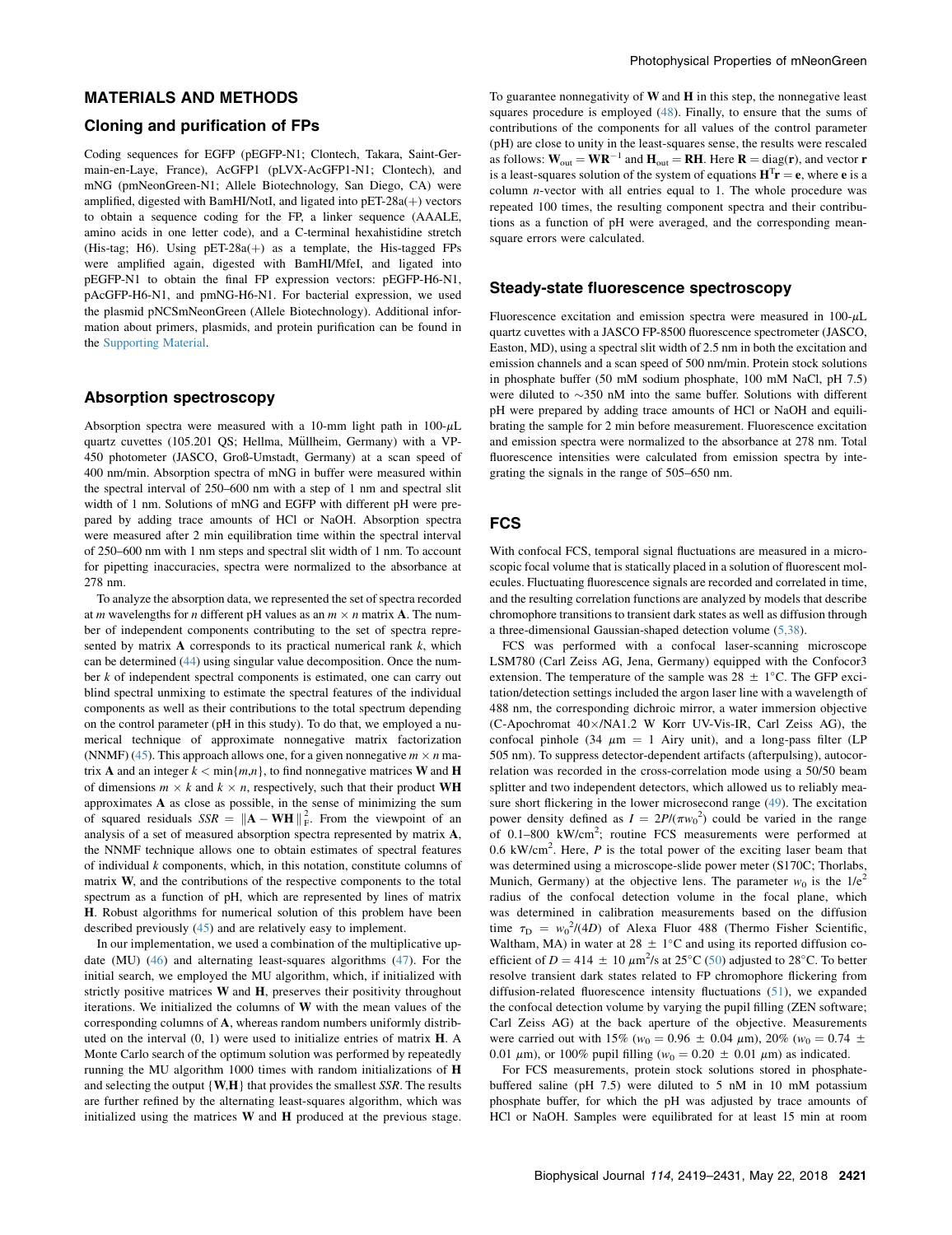## MATERIALS AND METHODS

### Cloning and purification of FPs

Coding sequences for EGFP (pEGFP-N1; Clontech, Takara, Saint-Germain-en-Laye, France), AcGFP1 (pLVX-AcGFP1-N1; Clontech), and mNG (pmNeonGreen-N1; Allele Biotechnology, San Diego, CA) were amplified, digested with BamHI/NotI, and ligated into pET-28a(+) vectors to obtain a sequence coding for the FP, a linker sequence (AAALE, amino acids in one letter code), and a C-terminal hexahistidine stretch (His-tag; H6). Using pET-28a(+) as a template, the His-tagged FPs were amplified again, digested with BamHI/MfeI, and ligated into pEGFP-N1 to obtain the final FP expression vectors: pEGFP-H6-N1, pAcGFP-H6-N1, and pmNG-H6-N1. For bacterial expression, we used the plasmid pNCSmNeonGreen (Allele Biotechnology). Additional information about primers, plasmids, and protein purification can be found in the Supporting Material.

### Absorption spectroscopy

Absorption spectra were measured with a 10-mm light path in 100-$\mu$L quartz cuvettes (105.201 QS; Hellma, Müllheim, Germany) with a VP-450 photometer (JASCO, Groß-Umstadt, Germany) at a scan speed of 400 nm/min. Absorption spectra of mNG in buffer were measured within the spectral interval of 250–600 nm with a step of 1 nm and spectral slit width of 1 nm. Solutions of mNG and EGFP with different pH were prepared by adding trace amounts of HCl or NaOH. Absorption spectra were measured after 2 min equilibration time within the spectral interval of 250–600 nm with 1 nm steps and spectral slit width of 1 nm. To account for pipetting inaccuracies, spectra were normalized to the absorbance at 278 nm.

To analyze the absorption data, we represented the set of spectra recorded at $m$ wavelengths for $n$ different pH values as an $m \times n$ matrix $\mathbf{A}$. The number of independent components contributing to the set of spectra represented by matrix $\mathbf{A}$ corresponds to its practical numerical rank $k$, which can be determined (44) using singular value decomposition. Once the number $k$ of independent spectral components is estimated, one can carry out blind spectral unmixing to estimate the spectral features of the individual components as well as their contributions to the total spectrum depending on the control parameter (pH in this study). To do that, we employed a numerical technique of approximate nonnegative matrix factorization (NNMF) (45). This approach allows one, for a given nonnegative $m \times n$ matrix $\mathbf{A}$ and an integer $k < \min\{m,n\}$, to find nonnegative matrices $\mathbf{W}$ and $\mathbf{H}$ of dimensions $m \times k$ and $k \times n$, respectively, such that their product $\mathbf{WH}$ approximates $\mathbf{A}$ as close as possible, in the sense of minimizing the sum of squared residuals $SSR = \|\mathbf{A} - \mathbf{WH}\|_F^2$. From the viewpoint of an analysis of a set of measured absorption spectra represented by matrix $\mathbf{A}$, the NNMF technique allows one to obtain estimates of spectral features of individual $k$ components, which, in this notation, constitute columns of matrix $\mathbf{W}$, and the contributions of the respective components to the total spectrum as a function of pH, which are represented by lines of matrix $\mathbf{H}$. Robust algorithms for numerical solution of this problem have been described previously (45) and are relatively easy to implement.

In our implementation, we used a combination of the multiplicative update (MU) (46) and alternating least-squares algorithms (47). For the initial search, we employed the MU algorithm, which, if initialized with strictly positive matrices $\mathbf{W}$ and $\mathbf{H}$, preserves their positivity throughout iterations. We initialized the columns of $\mathbf{W}$ with the mean values of the corresponding columns of $\mathbf{A}$, whereas random numbers uniformly distributed on the interval (0, 1) were used to initialize entries of matrix $\mathbf{H}$. A Monte Carlo search of the optimum solution was performed by repeatedly running the MU algorithm 1000 times with random initializations of $\mathbf{H}$ and selecting the output $\{\mathbf{W},\mathbf{H}\}$ that provides the smallest $SSR$. The results are further refined by the alternating least-squares algorithm, which was initialized using the matrices $\mathbf{W}$ and $\mathbf{H}$ produced at the previous stage. To guarantee nonnegativity of $\mathbf{W}$ and $\mathbf{H}$ in this step, the nonnegative least squares procedure is employed (48). Finally, to ensure that the sums of contributions of the components for all values of the control parameter (pH) are close to unity in the least-squares sense, the results were rescaled as follows: $\mathbf{W}_{out} = \mathbf{WR}^{-1}$ and $\mathbf{H}_{out} = \mathbf{RH}$. Here $\mathbf{R} = \mathrm{diag}(\mathbf{r})$, and vector $\mathbf{r}$ is a least-squares solution of the system of equations $\mathbf{H}^T\mathbf{r} = \mathbf{e}$, where $\mathbf{e}$ is a column $n$-vector with all entries equal to 1. The whole procedure was repeated 100 times, the resulting component spectra and their contributions as a function of pH were averaged, and the corresponding mean-square errors were calculated.

### Steady-state fluorescence spectroscopy

Fluorescence excitation and emission spectra were measured in 100-$\mu$L quartz cuvettes with a JASCO FP-8500 fluorescence spectrometer (JASCO, Easton, MD), using a spectral slit width of 2.5 nm in both the excitation and emission channels and a scan speed of 500 nm/min. Protein stock solutions in phosphate buffer (50 mM sodium phosphate, 100 mM NaCl, pH 7.5) were diluted to ~350 nM into the same buffer. Solutions with different pH were prepared by adding trace amounts of HCl or NaOH and equilibrating the sample for 2 min before measurement. Fluorescence excitation and emission spectra were normalized to the absorbance at 278 nm. Total fluorescence intensities were calculated from emission spectra by integrating the signals in the range of 505–650 nm.

### FCS

With confocal FCS, temporal signal fluctuations are measured in a microscopic focal volume that is statically placed in a solution of fluorescent molecules. Fluctuating fluorescence signals are recorded and correlated in time, and the resulting correlation functions are analyzed by models that describe chromophore transitions to transient dark states as well as diffusion through a three-dimensional Gaussian-shaped detection volume (5,38).

FCS was performed with a confocal laser-scanning microscope LSM780 (Carl Zeiss AG, Jena, Germany) equipped with the Confocor3 extension. The temperature of the sample was 28 ± 1°C. The GFP excitation/detection settings included the argon laser line with a wavelength of 488 nm, the corresponding dichroic mirror, a water immersion objective (C-Apochromat 40×/NA1.2 W Korr UV-Vis-IR, Carl Zeiss AG), the confocal pinhole (34 $\mu$m = 1 Airy unit), and a long-pass filter (LP 505 nm). To suppress detector-dependent artifacts (afterpulsing), autocorrelation was recorded in the cross-correlation mode using a 50/50 beam splitter and two independent detectors, which allowed us to reliably measure short flickering in the lower microsecond range (49). The excitation power density defined as $I = 2P/(\pi w_0^2)$ could be varied in the range of 0.1–800 kW/cm$^2$; routine FCS measurements were performed at 0.6 kW/cm$^2$. Here, $P$ is the total power of the exciting laser beam that was determined using a microscope-slide power meter (S170C; Thorlabs, Munich, Germany) at the objective lens. The parameter $w_0$ is the 1/e$^2$ radius of the confocal detection volume in the focal plane, which was determined in calibration measurements based on the diffusion time $\tau_D = w_0^2/(4D)$ of Alexa Fluor 488 (Thermo Fisher Scientific, Waltham, MA) in water at 28 ± 1°C and using its reported diffusion coefficient of $D = 414 \pm 10$ $\mu$m$^2$/s at 25°C (50) adjusted to 28°C. To better resolve transient dark states related to FP chromophore flickering from diffusion-related fluorescence intensity fluctuations (51), we expanded the confocal detection volume by varying the pupil filling (ZEN software; Carl Zeiss AG) at the back aperture of the objective. Measurements were carried out with 15% ($w_0 = 0.96 \pm 0.04$ $\mu$m), 20% ($w_0 = 0.74 \pm 0.01$ $\mu$m), or 100% pupil filling ($w_0 = 0.20 \pm 0.01$ $\mu$m) as indicated.

For FCS measurements, protein stock solutions stored in phosphate-buffered saline (pH 7.5) were diluted to 5 nM in 10 mM potassium phosphate buffer, for which the pH was adjusted by trace amounts of HCl or NaOH. Samples were equilibrated for at least 15 min at room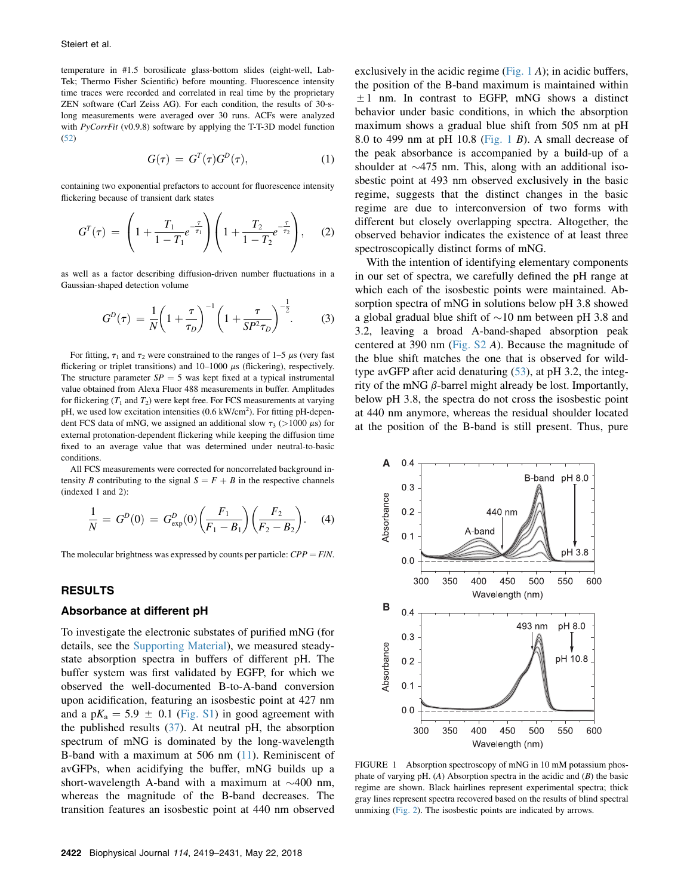temperature in #1.5 borosilicate glass-bottom slides (eight-well, Lab-Tek; Thermo Fisher Scientific) before mounting. Fluorescence intensity time traces were recorded and correlated in real time by the proprietary ZEN software (Carl Zeiss AG). For each condition, the results of 30-s-long measurements were averaged over 30 runs. ACFs were analyzed with *PyCorrFit* (v0.9.8) software by applying the T-T-3D model function (52)

$$G(\tau) = G^T(\tau)G^D(\tau), \tag{1}$$

containing two exponential prefactors to account for fluorescence intensity flickering because of transient dark states

$$G^T(\tau) = \left(1 + \frac{T_1}{1-T_1}e^{-\frac{\tau}{\tau_1}}\right)\left(1 + \frac{T_2}{1-T_2}e^{-\frac{\tau}{\tau_2}}\right), \tag{2}$$

as well as a factor describing diffusion-driven number fluctuations in a Gaussian-shaped detection volume

$$G^D(\tau) = \frac{1}{N}\left(1+\frac{\tau}{\tau_D}\right)^{-1}\left(1+\frac{\tau}{SP^2\tau_D}\right)^{-\frac{1}{2}}. \tag{3}$$

For fitting, $\tau_1$ and $\tau_2$ were constrained to the ranges of 1–5 $\mu$s (very fast flickering or triplet transitions) and 10–1000 $\mu$s (flickering), respectively. The structure parameter $SP = 5$ was kept fixed at a typical instrumental value obtained from Alexa Fluor 488 measurements in buffer. Amplitudes for flickering ($T_1$ and $T_2$) were kept free. For FCS measurements at varying pH, we used low excitation intensities (0.6 kW/cm$^2$). For fitting pH-dependent FCS data of mNG, we assigned an additional slow $\tau_3$ (>1000 $\mu$s) for external protonation-dependent flickering while keeping the diffusion time fixed to an average value that was determined under neutral-to-basic conditions.

All FCS measurements were corrected for noncorrelated background intensity $B$ contributing to the signal $S = F + B$ in the respective channels (indexed 1 and 2):

$$\frac{1}{N} = G^D(0) = G^D_{exp}(0)\left(\frac{F_1}{F_1 - B_1}\right)\left(\frac{F_2}{F_2 - B_2}\right). \tag{4}$$

The molecular brightness was expressed by counts per particle: $CPP = F/N$.

## RESULTS

### Absorbance at different pH

To investigate the electronic substates of purified mNG (for details, see the Supporting Material), we measured steady-state absorption spectra in buffers of different pH. The buffer system was first validated by EGFP, for which we observed the well-documented B-to-A-band conversion upon acidification, featuring an isosbestic point at 427 nm and a p$K_a$ = 5.9 $\pm$ 0.1 (Fig. S1) in good agreement with the published results (37). At neutral pH, the absorption spectrum of mNG is dominated by the long-wavelength B-band with a maximum at 506 nm (11). Reminiscent of avGFPs, when acidifying the buffer, mNG builds up a short-wavelength A-band with a maximum at ~400 nm, whereas the magnitude of the B-band decreases. The transition features an isosbestic point at 440 nm observed exclusively in the acidic regime (Fig. 1 *A*); in acidic buffers, the position of the B-band maximum is maintained within $\pm$1 nm. In contrast to EGFP, mNG shows a distinct behavior under basic conditions, in which the absorption maximum shows a gradual blue shift from 505 nm at pH 8.0 to 499 nm at pH 10.8 (Fig. 1 *B*). A small decrease of the peak absorbance is accompanied by a build-up of a shoulder at ~475 nm. This, along with an additional isosbestic point at 493 nm observed exclusively in the basic regime, suggests that the distinct changes in the basic regime are due to interconversion of two forms with different but closely overlapping spectra. Altogether, the observed behavior indicates the existence of at least three spectroscopically distinct forms of mNG.

With the intention of identifying elementary components in our set of spectra, we carefully defined the pH range at which each of the isosbestic points were maintained. Absorption spectra of mNG in solutions below pH 3.8 showed a global gradual blue shift of ~10 nm between pH 3.8 and 3.2, leaving a broad A-band-shaped absorption peak centered at 390 nm (Fig. S2 *A*). Because the magnitude of the blue shift matches the one that is observed for wild-type avGFP after acid denaturing (53), at pH 3.2, the integrity of the mNG $\beta$-barrel might already be lost. Importantly, below pH 3.8, the spectra do not cross the isosbestic point at 440 nm anymore, whereas the residual shoulder located at the position of the B-band is still present. Thus, pure

FIGURE 1 Absorption spectroscopy of mNG in 10 mM potassium phosphate of varying pH. (*A*) Absorption spectra in the acidic and (*B*) the basic regime are shown. Black hairlines represent experimental spectra; thick gray lines represent spectra recovered based on the results of blind spectral unmixing (Fig. 2). The isosbestic points are indicated by arrows.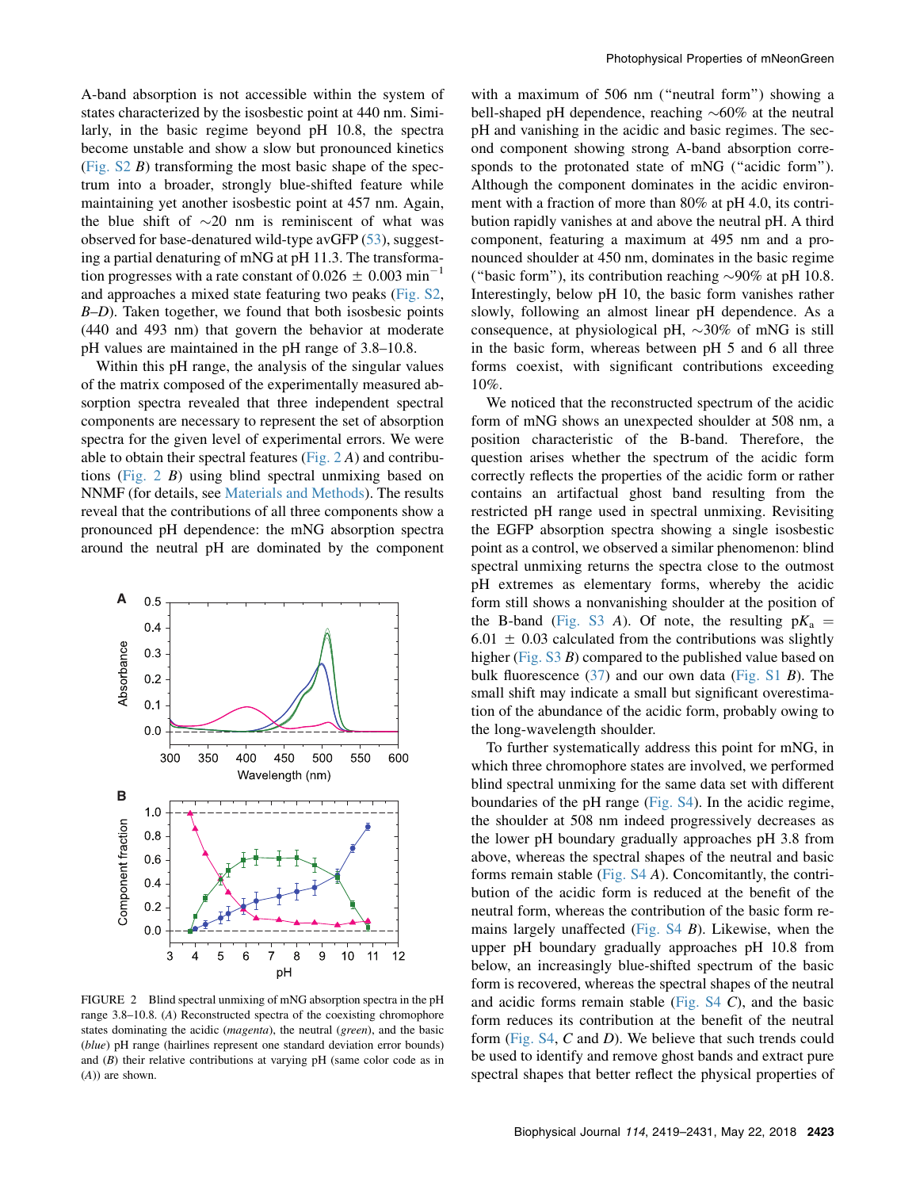A-band absorption is not accessible within the system of states characterized by the isosbestic point at 440 nm. Similarly, in the basic regime beyond pH 10.8, the spectra become unstable and show a slow but pronounced kinetics (Fig. S2 *B*) transforming the most basic shape of the spectrum into a broader, strongly blue-shifted feature while maintaining yet another isosbestic point at 457 nm. Again, the blue shift of ~20 nm is reminiscent of what was observed for base-denatured wild-type avGFP (53), suggesting a partial denaturing of mNG at pH 11.3. The transformation progresses with a rate constant of 0.026 ± 0.003 $min^{-1}$ and approaches a mixed state featuring two peaks (Fig. S2, *B–D*). Taken together, we found that both isosbestic points (440 and 493 nm) that govern the behavior at moderate pH values are maintained in the pH range of 3.8–10.8.

Within this pH range, the analysis of the singular values of the matrix composed of the experimentally measured absorption spectra revealed that three independent spectral components are necessary to represent the set of absorption spectra for the given level of experimental errors. We were able to obtain their spectral features (Fig. 2 *A*) and contributions (Fig. 2 *B*) using blind spectral unmixing based on NNMF (for details, see Materials and Methods). The results reveal that the contributions of all three components show a pronounced pH dependence: the mNG absorption spectra around the neutral pH are dominated by the component with a maximum of 506 nm ("neutral form") showing a bell-shaped pH dependence, reaching ~60% at the neutral pH and vanishing in the acidic and basic regimes. The second component showing strong A-band absorption corresponds to the protonated state of mNG ("acidic form"). Although the component dominates in the acidic environment with a fraction of more than 80% at pH 4.0, its contribution rapidly vanishes at and above the neutral pH. A third component, featuring a maximum at 495 nm and a pronounced shoulder at 450 nm, dominates in the basic regime ("basic form"), its contribution reaching ~90% at pH 10.8. Interestingly, below pH 10, the basic form vanishes rather slowly, following an almost linear pH dependence. As a consequence, at physiological pH, ~30% of mNG is still in the basic form, whereas between pH 5 and 6 all three forms coexist, with significant contributions exceeding 10%.

FIGURE 2 Blind spectral unmixing of mNG absorption spectra in the pH range 3.8–10.8. (*A*) Reconstructed spectra of the coexisting chromophore states dominating the acidic (*magenta*), the neutral (*green*), and the basic (*blue*) pH range (hairlines represent one standard deviation error bounds) and (*B*) their relative contributions at varying pH (same color code as in (*A*)) are shown.

We noticed that the reconstructed spectrum of the acidic form of mNG shows an unexpected shoulder at 508 nm, a position characteristic of the B-band. Therefore, the question arises whether the spectrum of the acidic form correctly reflects the properties of the acidic form or rather contains an artifactual ghost band resulting from the restricted pH range used in spectral unmixing. Revisiting the EGFP absorption spectra showing a single isosbestic point as a control, we observed a similar phenomenon: blind spectral unmixing returns the spectra close to the outmost pH extremes as elementary forms, whereby the acidic form still shows a nonvanishing shoulder at the position of the B-band (Fig. S3 *A*). Of note, the resulting $pK_a$ = 6.01 ± 0.03 calculated from the contributions was slightly higher (Fig. S3 *B*) compared to the published value based on bulk fluorescence (37) and our own data (Fig. S1 *B*). The small shift may indicate a small but significant overestimation of the abundance of the acidic form, probably owing to the long-wavelength shoulder.

To further systematically address this point for mNG, in which three chromophore states are involved, we performed blind spectral unmixing for the same data set with different boundaries of the pH range (Fig. S4). In the acidic regime, the shoulder at 508 nm indeed progressively decreases as the lower pH boundary gradually approaches pH 3.8 from above, whereas the spectral shapes of the neutral and basic forms remain stable (Fig. S4 *A*). Concomitantly, the contribution of the acidic form is reduced at the benefit of the neutral form, whereas the contribution of the basic form remains largely unaffected (Fig. S4 *B*). Likewise, when the upper pH boundary gradually approaches pH 10.8 from below, an increasingly blue-shifted spectrum of the basic form is recovered, whereas the spectral shapes of the neutral and acidic forms remain stable (Fig. S4 *C*), and the basic form reduces its contribution at the benefit of the neutral form (Fig. S4, *C* and *D*). We believe that such trends could be used to identify and remove ghost bands and extract pure spectral shapes that better reflect the physical properties of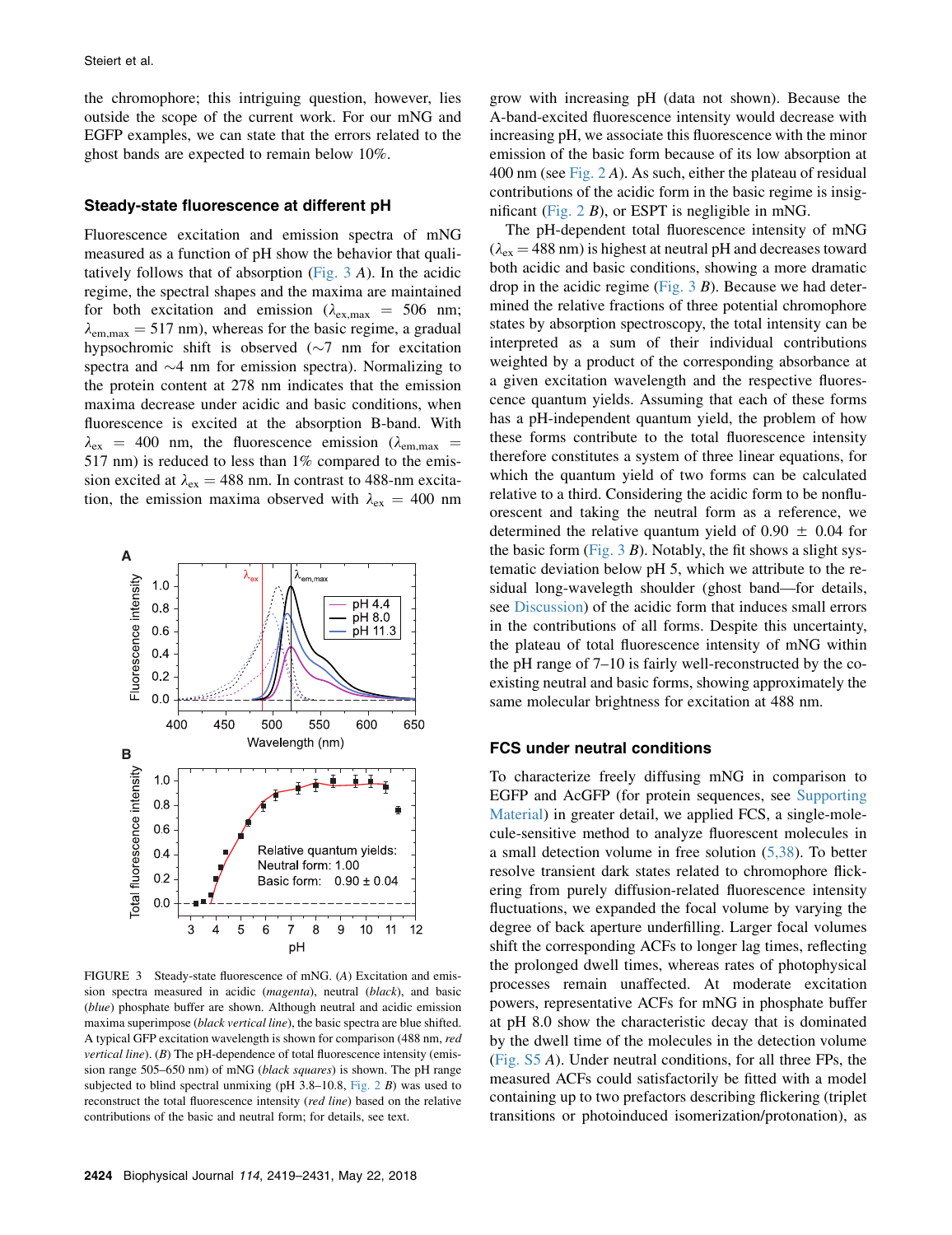the chromophore; this intriguing question, however, lies outside the scope of the current work. For our mNG and EGFP examples, we can state that the errors related to the ghost bands are expected to remain below 10%.

### Steady-state fluorescence at different pH

Fluorescence excitation and emission spectra of mNG measured as a function of pH show the behavior that qualitatively follows that of absorption (Fig. 3 *A*). In the acidic regime, the spectral shapes and the maxima are maintained for both excitation and emission ($\lambda_{ex,max}$ = 506 nm; $\lambda_{em,max}$ = 517 nm), whereas for the basic regime, a gradual hypsochromic shift is observed (~7 nm for excitation spectra and ~4 nm for emission spectra). Normalizing to the protein content at 278 nm indicates that the emission maxima decrease under acidic and basic conditions, when fluorescence is excited at the absorption B-band. With $\lambda_{ex}$ = 400 nm, the fluorescence emission ($\lambda_{em,max}$ = 517 nm) is reduced to less than 1% compared to the emission excited at $\lambda_{ex}$ = 488 nm. In contrast to 488-nm excitation, the emission maxima observed with $\lambda_{ex}$ = 400 nm grow with increasing pH (data not shown). Because the A-band-excited fluorescence intensity would decrease with increasing pH, we associate this fluorescence with the minor emission of the basic form because of its low absorption at 400 nm (see Fig. 2 *A*). As such, either the plateau of residual contributions of the acidic form in the basic regime is insignificant (Fig. 2 *B*), or ESPT is negligible in mNG.

The pH-dependent total fluorescence intensity of mNG ($\lambda_{ex}$ = 488 nm) is highest at neutral pH and decreases toward both acidic and basic conditions, showing a more dramatic drop in the acidic regime (Fig. 3 *B*). Because we had determined the relative fractions of three potential chromophore states by absorption spectroscopy, the total intensity can be interpreted as a sum of their individual contributions weighted by a product of the corresponding absorbance at a given excitation wavelength and the respective fluorescence quantum yields. Assuming that each of these forms has a pH-independent quantum yield, the problem of how these forms contribute to the total fluorescence intensity therefore constitutes a system of three linear equations, for which the quantum yield of two forms can be calculated relative to a third. Considering the acidic form to be nonfluorescent and taking the neutral form as a reference, we determined the relative quantum yield of 0.90 ± 0.04 for the basic form (Fig. 3 *B*). Notably, the fit shows a slight systematic deviation below pH 5, which we attribute to the residual long-wavelegth shoulder (ghost band—for details, see Discussion) of the acidic form that induces small errors in the contributions of all forms. Despite this uncertainty, the plateau of total fluorescence intensity of mNG within the pH range of 7–10 is fairly well-reconstructed by the coexisting neutral and basic forms, showing approximately the same molecular brightness for excitation at 488 nm.

FIGURE 3 Steady-state fluorescence of mNG. (*A*) Excitation and emission spectra measured in acidic (*magenta*), neutral (*black*), and basic (*blue*) phosphate buffer are shown. Although neutral and acidic emission maxima superimpose (*black vertical line*), the basic spectra are blue shifted. A typical GFP excitation wavelength is shown for comparison (488 nm, *red vertical line*). (*B*) The pH-dependence of total fluorescence intensity (emission range 505–650 nm) of mNG (*black squares*) is shown. The pH range subjected to blind spectral unmixing (pH 3.8–10.8, Fig. 2 *B*) was used to reconstruct the total fluorescence intensity (*red line*) based on the relative contributions of the basic and neutral form; for details, see text.

### FCS under neutral conditions

To characterize freely diffusing mNG in comparison to EGFP and AcGFP (for protein sequences, see Supporting Material) in greater detail, we applied FCS, a single-molecule-sensitive method to analyze fluorescent molecules in a small detection volume in free solution (5,38). To better resolve transient dark states related to chromophore flickering from purely diffusion-related fluorescence intensity fluctuations, we expanded the focal volume by varying the degree of back aperture underfilling. Larger focal volumes shift the corresponding ACFs to longer lag times, reflecting the prolonged dwell times, whereas rates of photophysical processes remain unaffected. At moderate excitation powers, representative ACFs for mNG in phosphate buffer at pH 8.0 show the characteristic decay that is dominated by the dwell time of the molecules in the detection volume (Fig. S5 *A*). Under neutral conditions, for all three FPs, the measured ACFs could satisfactorily be fitted with a model containing up to two prefactors describing flickering (triplet transitions or photoinduced isomerization/protonation), as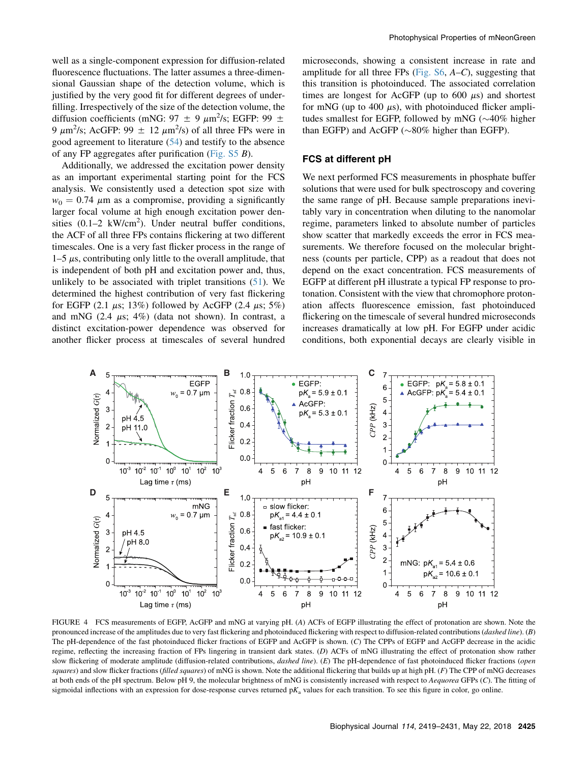well as a single-component expression for diffusion-related fluorescence fluctuations. The latter assumes a three-dimensional Gaussian shape of the detection volume, which is justified by the very good fit for different degrees of underfilling. Irrespectively of the size of the detection volume, the diffusion coefficients (mNG: 97 ± 9 $\mu m^2$/s; EGFP: 99 ± 9 $\mu m^2$/s; AcGFP: 99 ± 12 $\mu m^2$/s) of all three FPs were in good agreement to literature (54) and testify to the absence of any FP aggregates after purification (Fig. S5 *B*).

Additionally, we addressed the excitation power density as an important experimental starting point for the FCS analysis. We consistently used a detection spot size with $w_0 = 0.74$ $\mu$m as a compromise, providing a significantly larger focal volume at high enough excitation power densities (0.1–2 kW/$cm^2$). Under neutral buffer conditions, the ACF of all three FPs contains flickering at two different timescales. One is a very fast flicker process in the range of 1–5 $\mu$s, contributing only little to the overall amplitude, that is independent of both pH and excitation power and, thus, unlikely to be associated with triplet transitions (51). We determined the highest contribution of very fast flickering for EGFP (2.1 $\mu$s; 13%) followed by AcGFP (2.4 $\mu$s; 5%) and mNG (2.4 $\mu$s; 4%) (data not shown). In contrast, a distinct excitation-power dependence was observed for another flicker process at timescales of several hundred microseconds, showing a consistent increase in rate and amplitude for all three FPs (Fig. S6, *A–C*), suggesting that this transition is photoinduced. The associated correlation times are longest for AcGFP (up to 600 $\mu$s) and shortest for mNG (up to 400 $\mu$s), with photoinduced flicker amplitudes smallest for EGFP, followed by mNG (~40% higher than EGFP) and AcGFP (~80% higher than EGFP).

## FCS at different pH

We next performed FCS measurements in phosphate buffer solutions that were used for bulk spectroscopy and covering the same range of pH. Because sample preparations inevitably vary in concentration when diluting to the nanomolar regime, parameters linked to absolute number of particles show scatter that markedly exceeds the error in FCS measurements. We therefore focused on the molecular brightness (counts per particle, CPP) as a readout that does not depend on the exact concentration. FCS measurements of EGFP at different pH illustrate a typical FP response to protonation. Consistent with the view that chromophore protonation affects fluorescence emission, fast photoinduced flickering on the timescale of several hundred microseconds increases dramatically at low pH. For EGFP under acidic conditions, both exponential decays are clearly visible in

FIGURE 4 FCS measurements of EGFP, AcGFP and mNG at varying pH. (*A*) ACFs of EGFP illustrating the effect of protonation are shown. Note the pronounced increase of the amplitudes due to very fast flickering and photoinduced flickering with respect to diffusion-related contributions (*dashed line*). (*B*) The pH-dependence of the fast photoinduced flicker fractions of EGFP and AcGFP is shown. (*C*) The CPPs of EGFP and AcGFP decrease in the acidic regime, reflecting the increasing fraction of FPs lingering in transient dark states. (*D*) ACFs of mNG illustrating the effect of protonation show rather slow flickering of moderate amplitude (diffusion-related contributions, *dashed line*). (*E*) The pH-dependence of fast photoinduced flicker fractions (*open squares*) and slow flicker fractions (*filled squares*) of mNG is shown. Note the additional flickering that builds up at high pH. (*F*) The CPP of mNG decreases at both ends of the pH spectrum. Below pH 9, the molecular brightness of mNG is consistently increased with respect to *Aequorea* GFPs (*C*). The fitting of sigmoidal inflections with an expression for dose-response curves returned p$K_a$ values for each transition. To see this figure in color, go online.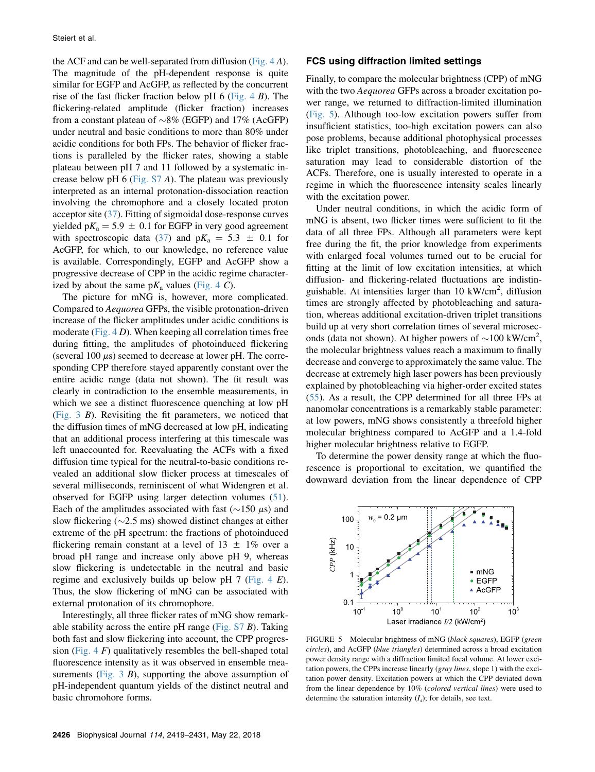the ACF and can be well-separated from diffusion (Fig. 4 *A*). The magnitude of the pH-dependent response is quite similar for EGFP and AcGFP, as reflected by the concurrent rise of the fast flicker fraction below pH 6 (Fig. 4 *B*). The flickering-related amplitude (flicker fraction) increases from a constant plateau of ∼8% (EGFP) and 17% (AcGFP) under neutral and basic conditions to more than 80% under acidic conditions for both FPs. The behavior of flicker fractions is paralleled by the flicker rates, showing a stable plateau between pH 7 and 11 followed by a systematic increase below pH 6 (Fig. S7 *A*). The plateau was previously interpreted as an internal protonation-dissociation reaction involving the chromophore and a closely located proton acceptor site (37). Fitting of sigmoidal dose-response curves yielded $pK_a = 5.9 \pm 0.1$ for EGFP in very good agreement with spectroscopic data (37) and $pK_a = 5.3 \pm 0.1$ for AcGFP, for which, to our knowledge, no reference value is available. Correspondingly, EGFP and AcGFP show a progressive decrease of CPP in the acidic regime characterized by about the same $pK_a$ values (Fig. 4 *C*).

The picture for mNG is, however, more complicated. Compared to *Aequorea* GFPs, the visible protonation-driven increase of the flicker amplitudes under acidic conditions is moderate (Fig. 4 *D*). When keeping all correlation times free during fitting, the amplitudes of photoinduced flickering (several 100 $\mu$s) seemed to decrease at lower pH. The corresponding CPP therefore stayed apparently constant over the entire acidic range (data not shown). The fit result was clearly in contradiction to the ensemble measurements, in which we see a distinct fluorescence quenching at low pH (Fig. 3 *B*). Revisiting the fit parameters, we noticed that the diffusion times of mNG decreased at low pH, indicating that an additional process interfering at this timescale was left unaccounted for. Reevaluating the ACFs with a fixed diffusion time typical for the neutral-to-basic conditions revealed an additional slow flicker process at timescales of several milliseconds, reminiscent of what Widengren et al. observed for EGFP using larger detection volumes (51). Each of the amplitudes associated with fast (∼150 $\mu$s) and slow flickering (∼2.5 ms) showed distinct changes at either extreme of the pH spectrum: the fractions of photoinduced flickering remain constant at a level of 13 ± 1% over a broad pH range and increase only above pH 9, whereas slow flickering is undetectable in the neutral and basic regime and exclusively builds up below pH 7 (Fig. 4 *E*). Thus, the slow flickering of mNG can be associated with external protonation of its chromophore.

Interestingly, all three flicker rates of mNG show remarkable stability across the entire pH range (Fig. S7 *B*). Taking both fast and slow flickering into account, the CPP progression (Fig. 4 *F*) qualitatively resembles the bell-shaped total fluorescence intensity as it was observed in ensemble measurements (Fig. 3 *B*), supporting the above assumption of pH-independent quantum yields of the distinct neutral and basic chromohore forms.

## FCS using diffraction limited settings

Finally, to compare the molecular brightness (CPP) of mNG with the two *Aequorea* GFPs across a broader excitation power range, we returned to diffraction-limited illumination (Fig. 5). Although too-low excitation powers suffer from insufficient statistics, too-high excitation powers can also pose problems, because additional photophysical processes like triplet transitions, photobleaching, and fluorescence saturation may lead to considerable distortion of the ACFs. Therefore, one is usually interested to operate in a regime in which the fluorescence intensity scales linearly with the excitation power.

Under neutral conditions, in which the acidic form of mNG is absent, two flicker times were sufficient to fit the data of all three FPs. Although all parameters were kept free during the fit, the prior knowledge from experiments with enlarged focal volumes turned out to be crucial for fitting at the limit of low excitation intensities, at which diffusion- and flickering-related fluctuations are indistinguishable. At intensities larger than 10 kW/cm$^2$, diffusion times are strongly affected by photobleaching and saturation, whereas additional excitation-driven triplet transitions build up at very short correlation times of several microseconds (data not shown). At higher powers of ∼100 kW/cm$^2$, the molecular brightness values reach a maximum to finally decrease and converge to approximately the same value. The decrease at extremely high laser powers has been previously explained by photobleaching via higher-order excited states (55). As a result, the CPP determined for all three FPs at nanomolar concentrations is a remarkably stable parameter: at low powers, mNG shows consistently a threefold higher molecular brightness compared to AcGFP and a 1.4-fold higher molecular brightness relative to EGFP.

To determine the power density range at which the fluorescence is proportional to excitation, we quantified the downward deviation from the linear dependence of CPP

FIGURE 5 Molecular brightness of mNG (*black squares*), EGFP (*green circles*), and AcGFP (*blue triangles*) determined across a broad excitation power density range with a diffraction limited focal volume. At lower excitation powers, the CPPs increase linearly (*gray lines*, slope 1) with the excitation power density. Excitation powers at which the CPP deviated down from the linear dependence by 10% (*colored vertical lines*) were used to determine the saturation intensity ($I_s$); for details, see text.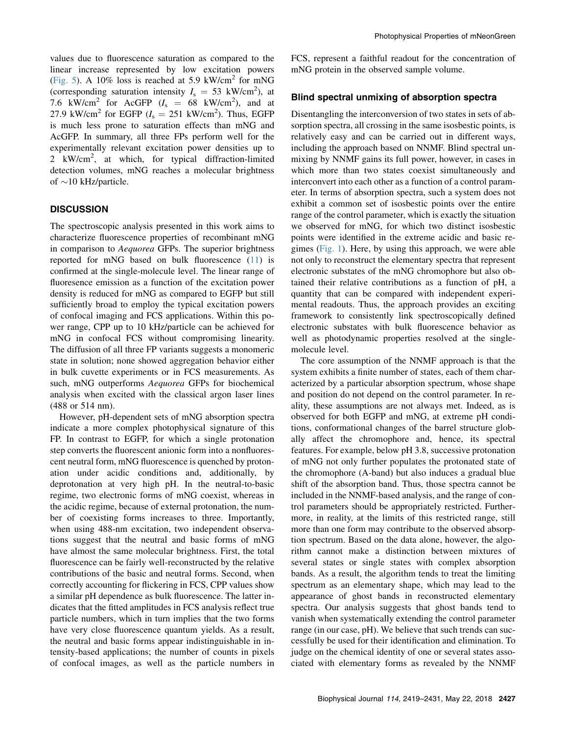values due to fluorescence saturation as compared to the linear increase represented by low excitation powers (Fig. 5). A 10% loss is reached at 5.9 kW/cm$^2$ for mNG (corresponding saturation intensity $I_s$ = 53 kW/cm$^2$), at 7.6 kW/cm$^2$ for AcGFP ($I_s$ = 68 kW/cm$^2$), and at 27.9 kW/cm$^2$ for EGFP ($I_s$ = 251 kW/cm$^2$). Thus, EGFP is much less prone to saturation effects than mNG and AcGFP. In summary, all three FPs perform well for the experimentally relevant excitation power densities up to 2 kW/cm$^2$, at which, for typical diffraction-limited detection volumes, mNG reaches a molecular brightness of ~10 kHz/particle.

## DISCUSSION

The spectroscopic analysis presented in this work aims to characterize fluorescence properties of recombinant mNG in comparison to *Aequorea* GFPs. The superior brightness reported for mNG based on bulk fluorescence (11) is confirmed at the single-molecule level. The linear range of fluoresence emission as a function of the excitation power density is reduced for mNG as compared to EGFP but still sufficiently broad to employ the typical excitation powers of confocal imaging and FCS applications. Within this power range, CPP up to 10 kHz/particle can be achieved for mNG in confocal FCS without compromising linearity. The diffusion of all three FP variants suggests a monomeric state in solution; none showed aggregation behavior either in bulk cuvette experiments or in FCS measurements. As such, mNG outperforms *Aequorea* GFPs for biochemical analysis when excited with the classical argon laser lines (488 or 514 nm).

However, pH-dependent sets of mNG absorption spectra indicate a more complex photophysical signature of this FP. In contrast to EGFP, for which a single protonation step converts the fluorescent anionic form into a nonfluorescent neutral form, mNG fluorescence is quenched by protonation under acidic conditions and, additionally, by deprotonation at very high pH. In the neutral-to-basic regime, two electronic forms of mNG coexist, whereas in the acidic regime, because of external protonation, the number of coexisting forms increases to three. Importantly, when using 488-nm excitation, two independent observations suggest that the neutral and basic forms of mNG have almost the same molecular brightness. First, the total fluorescence can be fairly well-reconstructed by the relative contributions of the basic and neutral forms. Second, when correctly accounting for flickering in FCS, CPP values show a similar pH dependence as bulk fluorescence. The latter indicates that the fitted amplitudes in FCS analysis reflect true particle numbers, which in turn implies that the two forms have very close fluorescence quantum yields. As a result, the neutral and basic forms appear indistinguishable in intensity-based applications; the number of counts in pixels of confocal images, as well as the particle numbers in FCS, represent a faithful readout for the concentration of mNG protein in the observed sample volume.

### Blind spectral unmixing of absorption spectra

Disentangling the interconversion of two states in sets of absorption spectra, all crossing in the same isosbestic points, is relatively easy and can be carried out in different ways, including the approach based on NNMF. Blind spectral unmixing by NNMF gains its full power, however, in cases in which more than two states coexist simultaneously and interconvert into each other as a function of a control parameter. In terms of absorption spectra, such a system does not exhibit a common set of isosbestic points over the entire range of the control parameter, which is exactly the situation we observed for mNG, for which two distinct isosbestic points were identified in the extreme acidic and basic regimes (Fig. 1). Here, by using this approach, we were able not only to reconstruct the elementary spectra that represent electronic substates of the mNG chromophore but also obtained their relative contributions as a function of pH, a quantity that can be compared with independent experimental readouts. Thus, the approach provides an exciting framework to consistently link spectroscopically defined electronic substates with bulk fluorescence behavior as well as photodynamic properties resolved at the single-molecule level.

The core assumption of the NNMF approach is that the system exhibits a finite number of states, each of them characterized by a particular absorption spectrum, whose shape and position do not depend on the control parameter. In reality, these assumptions are not always met. Indeed, as is observed for both EGFP and mNG, at extreme pH conditions, conformational changes of the barrel structure globally affect the chromophore and, hence, its spectral features. For example, below pH 3.8, successive protonation of mNG not only further populates the protonated state of the chromophore (A-band) but also induces a gradual blue shift of the absorption band. Thus, those spectra cannot be included in the NNMF-based analysis, and the range of control parameters should be appropriately restricted. Furthermore, in reality, at the limits of this restricted range, still more than one form may contribute to the observed absorption spectrum. Based on the data alone, however, the algorithm cannot make a distinction between mixtures of several states or single states with complex absorption bands. As a result, the algorithm tends to treat the limiting spectrum as an elementary shape, which may lead to the appearance of ghost bands in reconstructed elementary spectra. Our analysis suggests that ghost bands tend to vanish when systematically extending the control parameter range (in our case, pH). We believe that such trends can successfully be used for their identification and elimination. To judge on the chemical identity of one or several states associated with elementary forms as revealed by the NNMF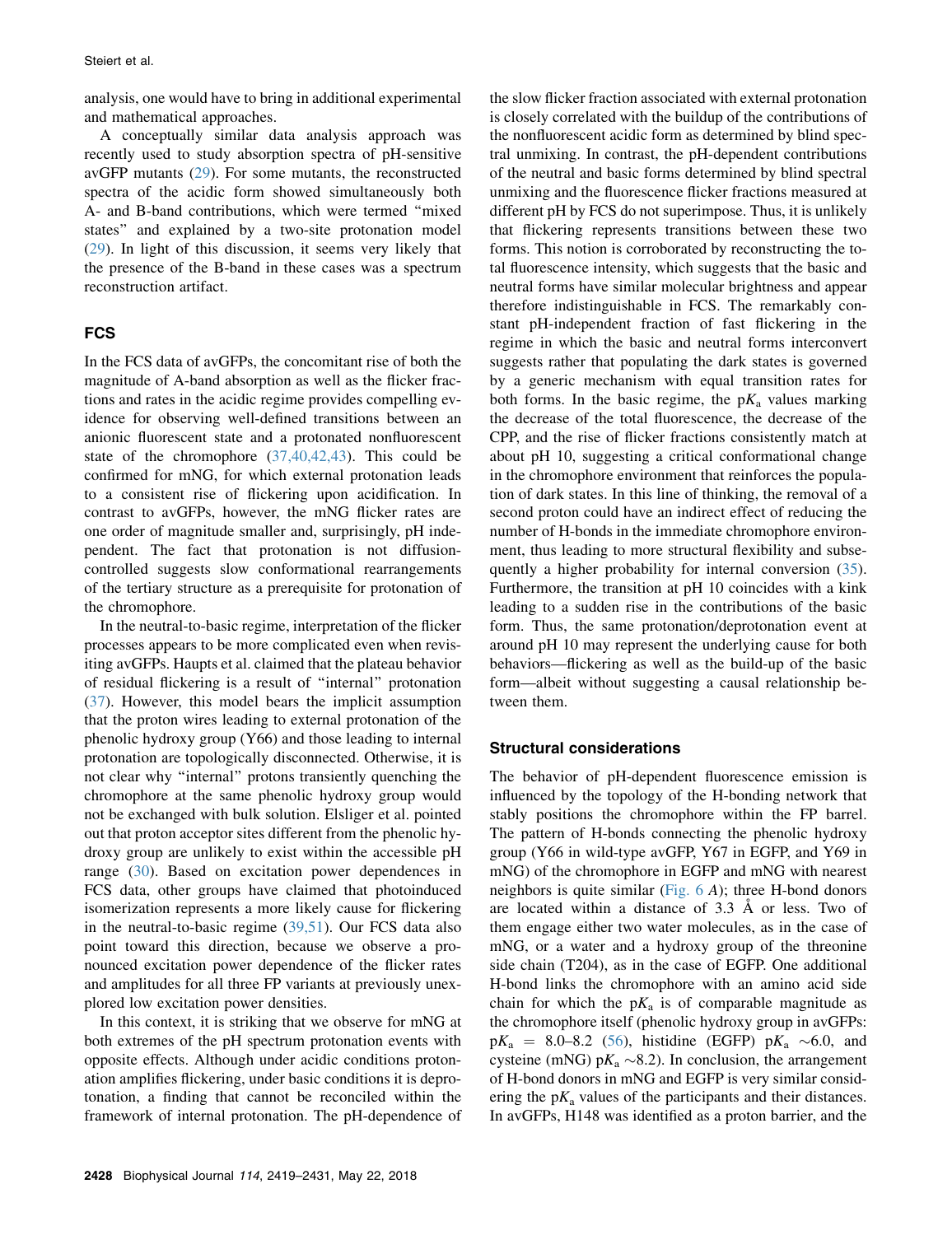analysis, one would have to bring in additional experimental and mathematical approaches.

A conceptually similar data analysis approach was recently used to study absorption spectra of pH-sensitive avGFP mutants (29). For some mutants, the reconstructed spectra of the acidic form showed simultaneously both A- and B-band contributions, which were termed "mixed states" and explained by a two-site protonation model (29). In light of this discussion, it seems very likely that the presence of the B-band in these cases was a spectrum reconstruction artifact.

### FCS

In the FCS data of avGFPs, the concomitant rise of both the magnitude of A-band absorption as well as the flicker fractions and rates in the acidic regime provides compelling evidence for observing well-defined transitions between an anionic fluorescent state and a protonated nonfluorescent state of the chromophore (37,40,42,43). This could be confirmed for mNG, for which external protonation leads to a consistent rise of flickering upon acidification. In contrast to avGFPs, however, the mNG flicker rates are one order of magnitude smaller and, surprisingly, pH independent. The fact that protonation is not diffusion-controlled suggests slow conformational rearrangements of the tertiary structure as a prerequisite for protonation of the chromophore.

In the neutral-to-basic regime, interpretation of the flicker processes appears to be more complicated even when revisiting avGFPs. Haupts et al. claimed that the plateau behavior of residual flickering is a result of "internal" protonation (37). However, this model bears the implicit assumption that the proton wires leading to external protonation of the phenolic hydroxy group (Y66) and those leading to internal protonation are topologically disconnected. Otherwise, it is not clear why "internal" protons transiently quenching the chromophore at the same phenolic hydroxy group would not be exchanged with bulk solution. Elsliger et al. pointed out that proton acceptor sites different from the phenolic hydroxy group are unlikely to exist within the accessible pH range (30). Based on excitation power dependences in FCS data, other groups have claimed that photoinduced isomerization represents a more likely cause for flickering in the neutral-to-basic regime (39,51). Our FCS data also point toward this direction, because we observe a pronounced excitation power dependence of the flicker rates and amplitudes for all three FP variants at previously unexplored low excitation power densities.

In this context, it is striking that we observe for mNG at both extremes of the pH spectrum protonation events with opposite effects. Although under acidic conditions protonation amplifies flickering, under basic conditions it is deprotonation, a finding that cannot be reconciled within the framework of internal protonation. The pH-dependence of the slow flicker fraction associated with external protonation is closely correlated with the buildup of the contributions of the nonfluorescent acidic form as determined by blind spectral unmixing. In contrast, the pH-dependent contributions of the neutral and basic forms determined by blind spectral unmixing and the fluorescence flicker fractions measured at different pH by FCS do not superimpose. Thus, it is unlikely that flickering represents transitions between these two forms. This notion is corroborated by reconstructing the total fluorescence intensity, which suggests that the basic and neutral forms have similar molecular brightness and appear therefore indistinguishable in FCS. The remarkably constant pH-independent fraction of fast flickering in the regime in which the basic and neutral forms interconvert suggests rather that populating the dark states is governed by a generic mechanism with equal transition rates for both forms. In the basic regime, the p$K_a$ values marking the decrease of the total fluorescence, the decrease of the CPP, and the rise of flicker fractions consistently match at about pH 10, suggesting a critical conformational change in the chromophore environment that reinforces the population of dark states. In this line of thinking, the removal of a second proton could have an indirect effect of reducing the number of H-bonds in the immediate chromophore environment, thus leading to more structural flexibility and subsequently a higher probability for internal conversion (35). Furthermore, the transition at pH 10 coincides with a kink leading to a sudden rise in the contributions of the basic form. Thus, the same protonation/deprotonation event at around pH 10 may represent the underlying cause for both behaviors—flickering as well as the build-up of the basic form—albeit without suggesting a causal relationship between them.

### Structural considerations

The behavior of pH-dependent fluorescence emission is influenced by the topology of the H-bonding network that stably positions the chromophore within the FP barrel. The pattern of H-bonds connecting the phenolic hydroxy group (Y66 in wild-type avGFP, Y67 in EGFP, and Y69 in mNG) of the chromophore in EGFP and mNG with nearest neighbors is quite similar (Fig. 6 *A*); three H-bond donors are located within a distance of 3.3 Å or less. Two of them engage either two water molecules, as in the case of mNG, or a water and a hydroxy group of the threonine side chain (T204), as in the case of EGFP. One additional H-bond links the chromophore with an amino acid side chain for which the p$K_a$ is of comparable magnitude as the chromophore itself (phenolic hydroxy group in avGFPs: p$K_a$ = 8.0–8.2 (56), histidine (EGFP) p$K_a$ ~6.0, and cysteine (mNG) p$K_a$ ~8.2). In conclusion, the arrangement of H-bond donors in mNG and EGFP is very similar considering the p$K_a$ values of the participants and their distances. In avGFPs, H148 was identified as a proton barrier, and the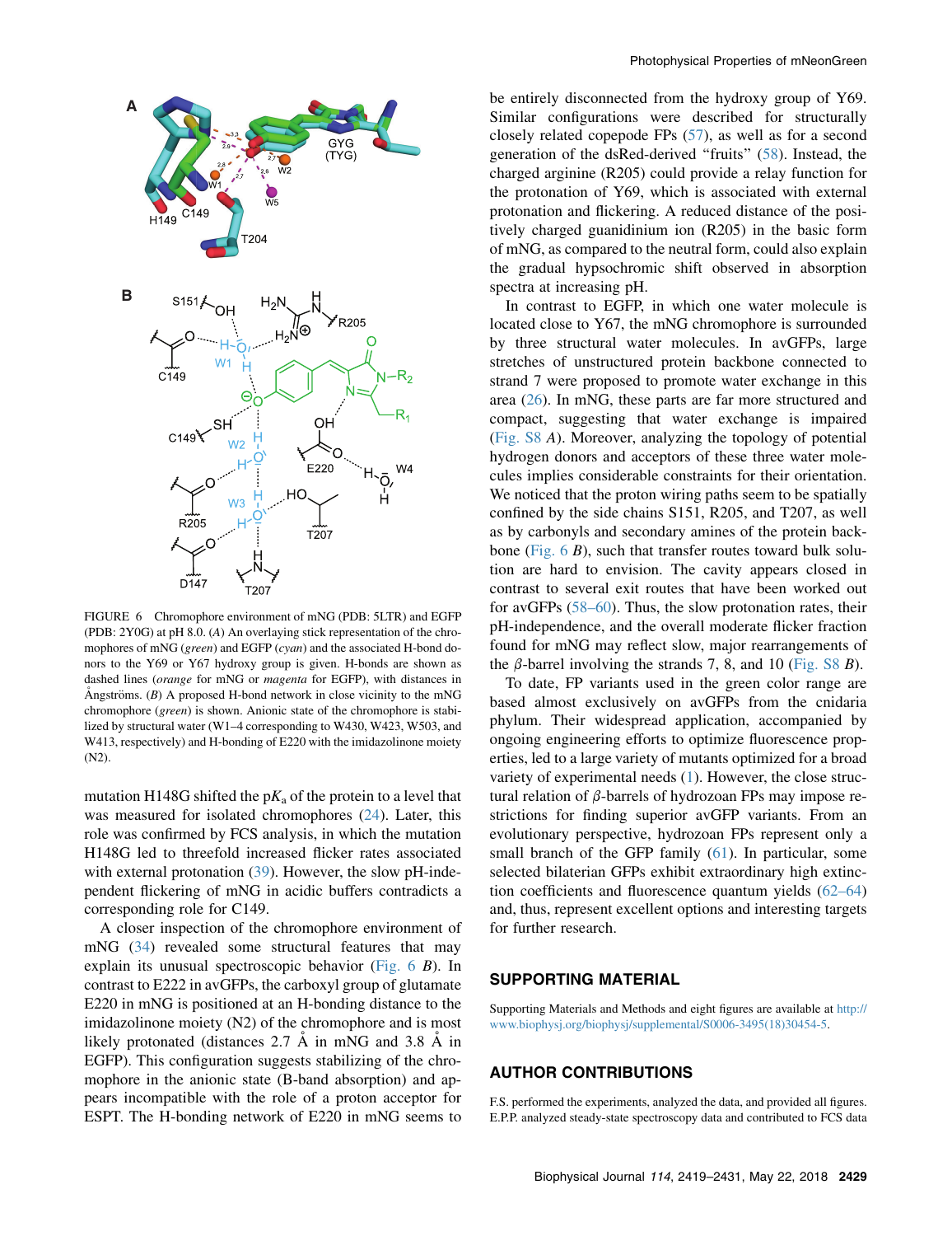FIGURE 6 Chromophore environment of mNG (PDB: 5LTR) and EGFP (PDB: 2Y0G) at pH 8.0. (*A*) An overlaying stick representation of the chromophores of mNG (*green*) and EGFP (*cyan*) and the associated H-bond donors to the Y69 or Y67 hydroxy group is given. H-bonds are shown as dashed lines (*orange* for mNG or *magenta* for EGFP), with distances in Ångströms. (*B*) A proposed H-bond network in close vicinity to the mNG chromophore (*green*) is shown. Anionic state of the chromophore is stabilized by structural water (W1–4 corresponding to W430, W423, W503, and W413, respectively) and H-bonding of E220 with the imidazolinone moiety (N2).

mutation H148G shifted the p$K_a$ of the protein to a level that was measured for isolated chromophores (24). Later, this role was confirmed by FCS analysis, in which the mutation H148G led to threefold increased flicker rates associated with external protonation (39). However, the slow pH-independent flickering of mNG in acidic buffers contradicts a corresponding role for C149.

A closer inspection of the chromophore environment of mNG (34) revealed some structural features that may explain its unusual spectroscopic behavior (Fig. 6 *B*). In contrast to E222 in avGFPs, the carboxyl group of glutamate E220 in mNG is positioned at an H-bonding distance to the imidazolinone moiety (N2) of the chromophore and is most likely protonated (distances 2.7 Å in mNG and 3.8 Å in EGFP). This configuration suggests stabilizing of the chromophore in the anionic state (B-band absorption) and appears incompatible with the role of a proton acceptor for ESPT. The H-bonding network of E220 in mNG seems to be entirely disconnected from the hydroxy group of Y69. Similar configurations were described for structurally closely related copepode FPs (57), as well as for a second generation of the dsRed-derived "fruits" (58). Instead, the charged arginine (R205) could provide a relay function for the protonation of Y69, which is associated with external protonation and flickering. A reduced distance of the positively charged guanidinium ion (R205) in the basic form of mNG, as compared to the neutral form, could also explain the gradual hypsochromic shift observed in absorption spectra at increasing pH.

In contrast to EGFP, in which one water molecule is located close to Y67, the mNG chromophore is surrounded by three structural water molecules. In avGFPs, large stretches of unstructured protein backbone connected to strand 7 were proposed to promote water exchange in this area (26). In mNG, these parts are far more structured and compact, suggesting that water exchange is impaired (Fig. S8 *A*). Moreover, analyzing the topology of potential hydrogen donors and acceptors of these three water molecules implies considerable constraints for their orientation. We noticed that the proton wiring paths seem to be spatially confined by the side chains S151, R205, and T207, as well as by carbonyls and secondary amines of the protein backbone (Fig. 6 *B*), such that transfer routes toward bulk solution are hard to envision. The cavity appears closed in contrast to several exit routes that have been worked out for avGFPs (58–60). Thus, the slow protonation rates, their pH-independence, and the overall moderate flicker fraction found for mNG may reflect slow, major rearrangements of the β-barrel involving the strands 7, 8, and 10 (Fig. S8 *B*).

To date, FP variants used in the green color range are based almost exclusively on avGFPs from the cnidaria phylum. Their widespread application, accompanied by ongoing engineering efforts to optimize fluorescence properties, led to a large variety of mutants optimized for a broad variety of experimental needs (1). However, the close structural relation of β-barrels of hydrozoan FPs may impose restrictions for finding superior avGFP variants. From an evolutionary perspective, hydrozoan FPs represent only a small branch of the GFP family (61). In particular, some selected bilaterian GFPs exhibit extraordinary high extinction coefficients and fluorescence quantum yields (62–64) and, thus, represent excellent options and interesting targets for further research.

## SUPPORTING MATERIAL

Supporting Materials and Methods and eight figures are available at http://www.biophysj.org/biophysj/supplemental/S0006-3495(18)30454-5.

## AUTHOR CONTRIBUTIONS

F.S. performed the experiments, analyzed the data, and provided all figures. E.P.P. analyzed steady-state spectroscopy data and contributed to FCS data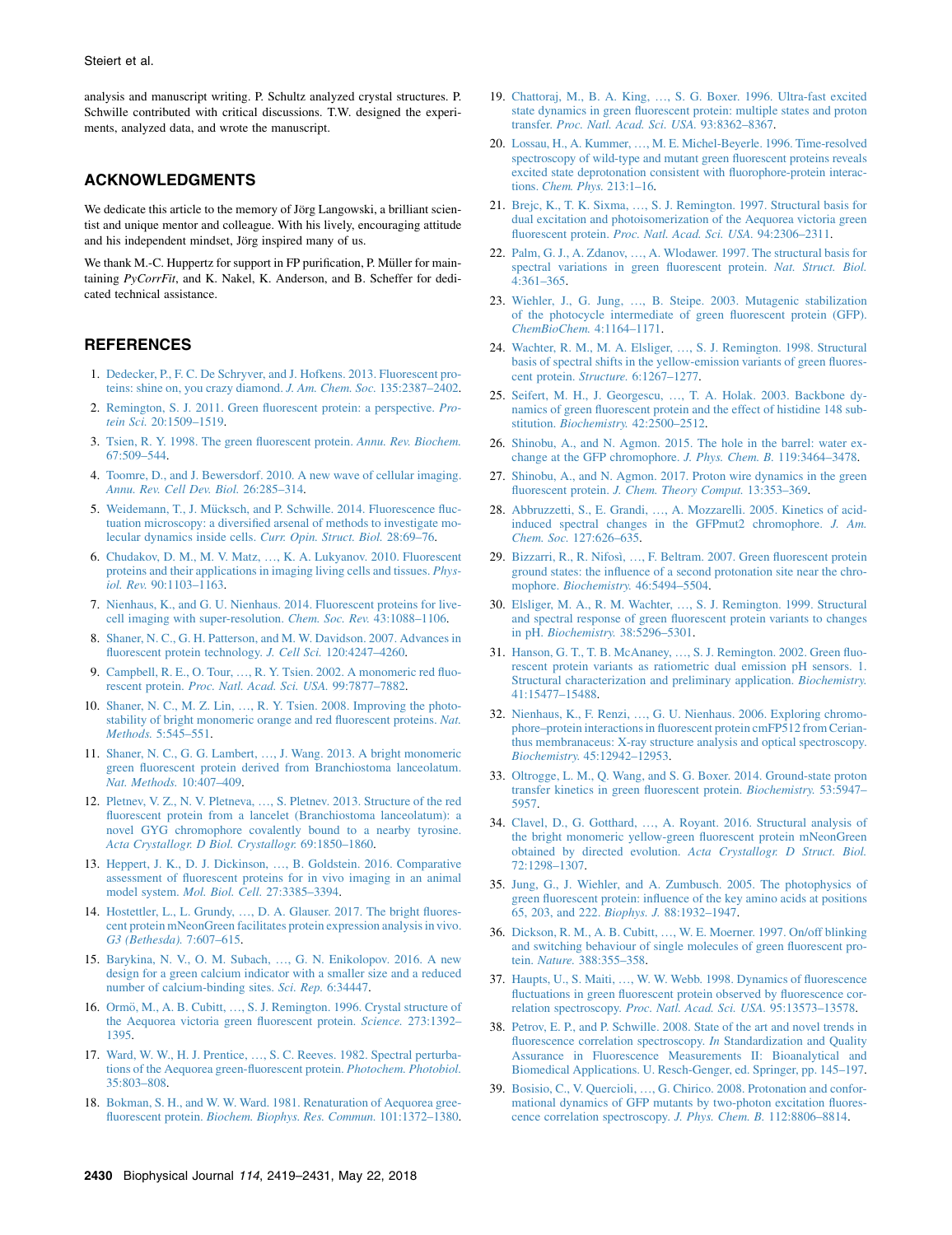analysis and manuscript writing. P. Schultz analyzed crystal structures. P. Schwille contributed with critical discussions. T.W. designed the experiments, analyzed data, and wrote the manuscript.

## ACKNOWLEDGMENTS

We dedicate this article to the memory of Jörg Langowski, a brilliant scientist and unique mentor and colleague. With his lively, encouraging attitude and his independent mindset, Jörg inspired many of us.

We thank M.-C. Huppertz for support in FP purification, P. Müller for maintaining *PyCorrFit*, and K. Nakel, K. Anderson, and B. Scheffer for dedicated technical assistance.

## REFERENCES

1. Dedecker, P., F. C. De Schryver, and J. Hofkens. 2013. Fluorescent proteins: shine on, you crazy diamond. *J. Am. Chem. Soc.* 135:2387–2402.
2. Remington, S. J. 2011. Green fluorescent protein: a perspective. *Protein Sci.* 20:1509–1519.
3. Tsien, R. Y. 1998. The green fluorescent protein. *Annu. Rev. Biochem.* 67:509–544.
4. Toomre, D., and J. Bewersdorf. 2010. A new wave of cellular imaging. *Annu. Rev. Cell Dev. Biol.* 26:285–314.
5. Weidemann, T., J. Mücksch, and P. Schwille. 2014. Fluorescence fluctuation microscopy: a diversified arsenal of methods to investigate molecular dynamics inside cells. *Curr. Opin. Struct. Biol.* 28:69–76.
6. Chudakov, D. M., M. V. Matz, …, K. A. Lukyanov. 2010. Fluorescent proteins and their applications in imaging living cells and tissues. *Physiol. Rev.* 90:1103–1163.
7. Nienhaus, K., and G. U. Nienhaus. 2014. Fluorescent proteins for live-cell imaging with super-resolution. *Chem. Soc. Rev.* 43:1088–1106.
8. Shaner, N. C., G. H. Patterson, and M. W. Davidson. 2007. Advances in fluorescent protein technology. *J. Cell Sci.* 120:4247–4260.
9. Campbell, R. E., O. Tour, …, R. Y. Tsien. 2002. A monomeric red fluorescent protein. *Proc. Natl. Acad. Sci. USA.* 99:7877–7882.
10. Shaner, N. C., M. Z. Lin, …, R. Y. Tsien. 2008. Improving the photostability of bright monomeric orange and red fluorescent proteins. *Nat. Methods.* 5:545–551.
11. Shaner, N. C., G. G. Lambert, …, J. Wang. 2013. A bright monomeric green fluorescent protein derived from Branchiostoma lanceolatum. *Nat. Methods.* 10:407–409.
12. Pletnev, V. Z., N. V. Pletneva, …, S. Pletnev. 2013. Structure of the red fluorescent protein from a lancelet (Branchiostoma lanceolatum): a novel GYG chromophore covalently bound to a nearby tyrosine. *Acta Crystallogr. D Biol. Crystallogr.* 69:1850–1860.
13. Heppert, J. K., D. J. Dickinson, …, B. Goldstein. 2016. Comparative assessment of fluorescent proteins for in vivo imaging in an animal model system. *Mol. Biol. Cell.* 27:3385–3394.
14. Hostettler, L., L. Grundy, …, D. A. Glauser. 2017. The bright fluorescent protein mNeonGreen facilitates protein expression analysis in vivo. *G3 (Bethesda).* 7:607–615.
15. Barykina, N. V., O. M. Subach, …, G. N. Enikolopov. 2016. A new design for a green calcium indicator with a smaller size and a reduced number of calcium-binding sites. *Sci. Rep.* 6:34447.
16. Ormö, M., A. B. Cubitt, …, S. J. Remington. 1996. Crystal structure of the Aequorea victoria green fluorescent protein. *Science.* 273:1392–1395.
17. Ward, W. W., H. J. Prentice, …, S. C. Reeves. 1982. Spectral perturbations of the Aequorea green-fluorescent protein. *Photochem. Photobiol.* 35:803–808.
18. Bokman, S. H., and W. W. Ward. 1981. Renaturation of Aequorea gree-fluorescent protein. *Biochem. Biophys. Res. Commun.* 101:1372–1380.
19. Chattoraj, M., B. A. King, …, S. G. Boxer. 1996. Ultra-fast excited state dynamics in green fluorescent protein: multiple states and proton transfer. *Proc. Natl. Acad. Sci. USA.* 93:8362–8367.
20. Lossau, H., A. Kummer, …, M. E. Michel-Beyerle. 1996. Time-resolved spectroscopy of wild-type and mutant green fluorescent proteins reveals excited state deprotonation consistent with fluorophore-protein interactions. *Chem. Phys.* 213:1–16.
21. Brejc, K., T. K. Sixma, …, S. J. Remington. 1997. Structural basis for dual excitation and photoisomerization of the Aequorea victoria green fluorescent protein. *Proc. Natl. Acad. Sci. USA.* 94:2306–2311.
22. Palm, G. J., A. Zdanov, …, A. Wlodawer. 1997. The structural basis for spectral variations in green fluorescent protein. *Nat. Struct. Biol.* 4:361–365.
23. Wiehler, J., G. Jung, …, B. Steipe. 2003. Mutagenic stabilization of the photocycle intermediate of green fluorescent protein (GFP). *ChemBioChem.* 4:1164–1171.
24. Wachter, R. M., M. A. Elsliger, …, S. J. Remington. 1998. Structural basis of spectral shifts in the yellow-emission variants of green fluorescent protein. *Structure.* 6:1267–1277.
25. Seifert, M. H., J. Georgescu, …, T. A. Holak. 2003. Backbone dynamics of green fluorescent protein and the effect of histidine 148 substitution. *Biochemistry.* 42:2500–2512.
26. Shinobu, A., and N. Agmon. 2015. The hole in the barrel: water exchange at the GFP chromophore. *J. Phys. Chem. B.* 119:3464–3478.
27. Shinobu, A., and N. Agmon. 2017. Proton wire dynamics in the green fluorescent protein. *J. Chem. Theory Comput.* 13:353–369.
28. Abbruzzetti, S., E. Grandi, …, A. Mozzarelli. 2005. Kinetics of acid-induced spectral changes in the GFPmut2 chromophore. *J. Am. Chem. Soc.* 127:626–635.
29. Bizzarri, R., R. Nifosì, …, F. Beltram. 2007. Green fluorescent protein ground states: the influence of a second protonation site near the chromophore. *Biochemistry.* 46:5494–5504.
30. Elsliger, M. A., R. M. Wachter, …, S. J. Remington. 1999. Structural and spectral response of green fluorescent protein variants to changes in pH. *Biochemistry.* 38:5296–5301.
31. Hanson, G. T., T. B. McAnaney, …, S. J. Remington. 2002. Green fluorescent protein variants as ratiometric dual emission pH sensors. 1. Structural characterization and preliminary application. *Biochemistry.* 41:15477–15488.
32. Nienhaus, K., F. Renzi, …, G. U. Nienhaus. 2006. Exploring chromophore–protein interactions in fluorescent protein cmFP512 from Cerianthus membranaceus: X-ray structure analysis and optical spectroscopy. *Biochemistry.* 45:12942–12953.
33. Oltrogge, L. M., Q. Wang, and S. G. Boxer. 2014. Ground-state proton transfer kinetics in green fluorescent protein. *Biochemistry.* 53:5947–5957.
34. Clavel, D., G. Gotthard, …, A. Royant. 2016. Structural analysis of the bright monomeric yellow-green fluorescent protein mNeonGreen obtained by directed evolution. *Acta Crystallogr. D Struct. Biol.* 72:1298–1307.
35. Jung, G., J. Wiehler, and A. Zumbusch. 2005. The photophysics of green fluorescent protein: influence of the key amino acids at positions 65, 203, and 222. *Biophys. J.* 88:1932–1947.
36. Dickson, R. M., A. B. Cubitt, …, W. E. Moerner. 1997. On/off blinking and switching behaviour of single molecules of green fluorescent protein. *Nature.* 388:355–358.
37. Haupts, U., S. Maiti, …, W. W. Webb. 1998. Dynamics of fluorescence fluctuations in green fluorescent protein observed by fluorescence correlation spectroscopy. *Proc. Natl. Acad. Sci. USA.* 95:13573–13578.
38. Petrov, E. P., and P. Schwille. 2008. State of the art and novel trends in fluorescence correlation spectroscopy. *In* Standardization and Quality Assurance in Fluorescence Measurements II: Bioanalytical and Biomedical Applications. U. Resch-Genger, ed. Springer, pp. 145–197.
39. Bosisio, C., V. Quercioli, …, G. Chirico. 2008. Protonation and conformational dynamics of GFP mutants by two-photon excitation fluorescence correlation spectroscopy. *J. Phys. Chem. B.* 112:8806–8814.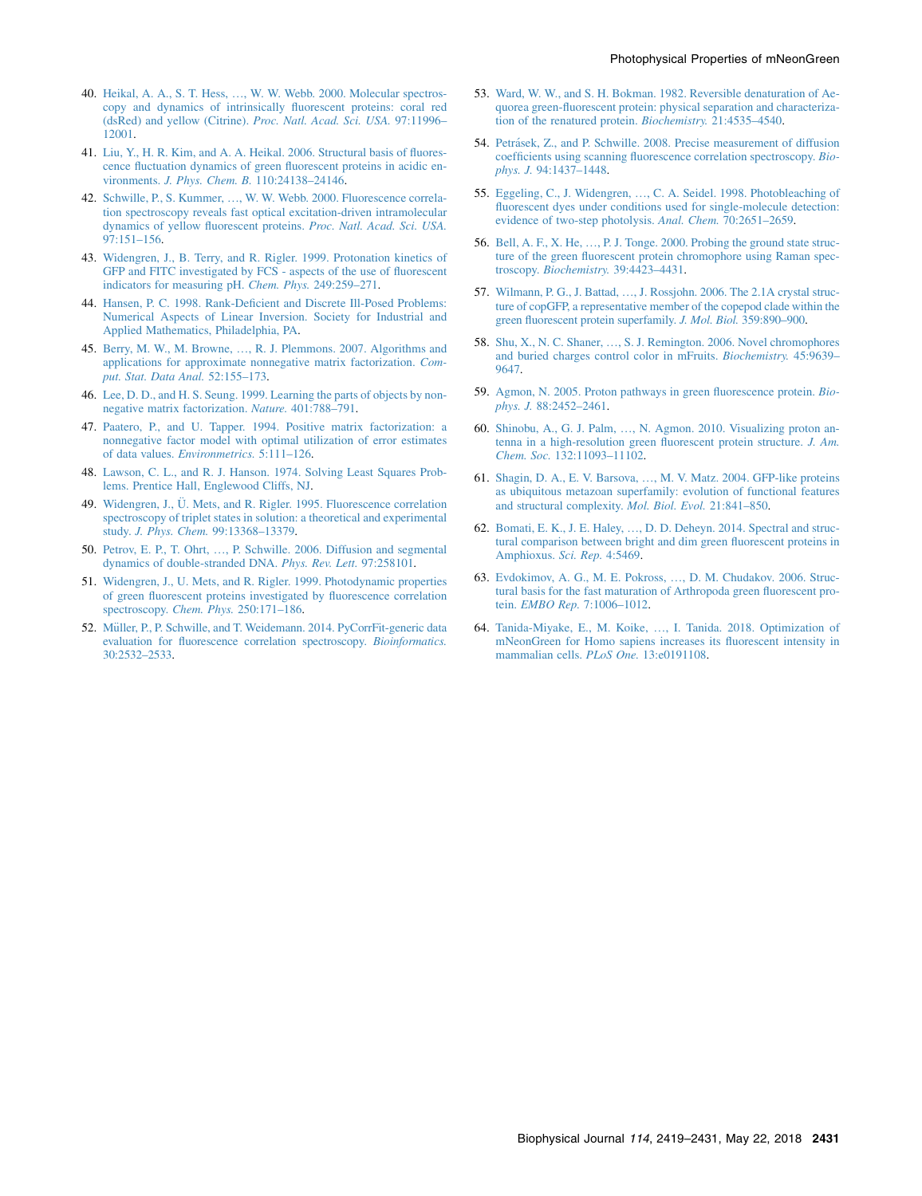40. Heikal, A. A., S. T. Hess, …, W. W. Webb. 2000. Molecular spectroscopy and dynamics of intrinsically fluorescent proteins: coral red (dsRed) and yellow (Citrine). *Proc. Natl. Acad. Sci. USA.* 97:11996–12001.
41. Liu, Y., H. R. Kim, and A. A. Heikal. 2006. Structural basis of fluorescence fluctuation dynamics of green fluorescent proteins in acidic environments. *J. Phys. Chem. B.* 110:24138–24146.
42. Schwille, P., S. Kummer, …, W. W. Webb. 2000. Fluorescence correlation spectroscopy reveals fast optical excitation-driven intramolecular dynamics of yellow fluorescent proteins. *Proc. Natl. Acad. Sci. USA.* 97:151–156.
43. Widengren, J., B. Terry, and R. Rigler. 1999. Protonation kinetics of GFP and FITC investigated by FCS - aspects of the use of fluorescent indicators for measuring pH. *Chem. Phys.* 249:259–271.
44. Hansen, P. C. 1998. Rank-Deficient and Discrete Ill-Posed Problems: Numerical Aspects of Linear Inversion. Society for Industrial and Applied Mathematics, Philadelphia, PA.
45. Berry, M. W., M. Browne, …, R. J. Plemmons. 2007. Algorithms and applications for approximate nonnegative matrix factorization. *Comput. Stat. Data Anal.* 52:155–173.
46. Lee, D. D., and H. S. Seung. 1999. Learning the parts of objects by non-negative matrix factorization. *Nature.* 401:788–791.
47. Paatero, P., and U. Tapper. 1994. Positive matrix factorization: a nonnegative factor model with optimal utilization of error estimates of data values. *Environmetrics.* 5:111–126.
48. Lawson, C. L., and R. J. Hanson. 1974. Solving Least Squares Problems. Prentice Hall, Englewood Cliffs, NJ.
49. Widengren, J., Ü. Mets, and R. Rigler. 1995. Fluorescence correlation spectroscopy of triplet states in solution: a theoretical and experimental study. *J. Phys. Chem.* 99:13368–13379.
50. Petrov, E. P., T. Ohrt, …, P. Schwille. 2006. Diffusion and segmental dynamics of double-stranded DNA. *Phys. Rev. Lett.* 97:258101.
51. Widengren, J., U. Mets, and R. Rigler. 1999. Photodynamic properties of green fluorescent proteins investigated by fluorescence correlation spectroscopy. *Chem. Phys.* 250:171–186.
52. Müller, P., P. Schwille, and T. Weidemann. 2014. PyCorrFit-generic data evaluation for fluorescence correlation spectroscopy. *Bioinformatics.* 30:2532–2533.
53. Ward, W. W., and S. H. Bokman. 1982. Reversible denaturation of Aequorea green-fluorescent protein: physical separation and characterization of the renatured protein. *Biochemistry.* 21:4535–4540.
54. Petrášek, Z., and P. Schwille. 2008. Precise measurement of diffusion coefficients using scanning fluorescence correlation spectroscopy. *Biophys. J.* 94:1437–1448.
55. Eggeling, C., J. Widengren, …, C. A. Seidel. 1998. Photobleaching of fluorescent dyes under conditions used for single-molecule detection: evidence of two-step photolysis. *Anal. Chem.* 70:2651–2659.
56. Bell, A. F., X. He, …, P. J. Tonge. 2000. Probing the ground state structure of the green fluorescent protein chromophore using Raman spectroscopy. *Biochemistry.* 39:4423–4431.
57. Wilmann, P. G., J. Battad, …, J. Rossjohn. 2006. The 2.1A crystal structure of copGFP, a representative member of the copepod clade within the green fluorescent protein superfamily. *J. Mol. Biol.* 359:890–900.
58. Shu, X., N. C. Shaner, …, S. J. Remington. 2006. Novel chromophores and buried charges control color in mFruits. *Biochemistry.* 45:9639–9647.
59. Agmon, N. 2005. Proton pathways in green fluorescence protein. *Biophys. J.* 88:2452–2461.
60. Shinobu, A., G. J. Palm, …, N. Agmon. 2010. Visualizing proton antenna in a high-resolution green fluorescent protein structure. *J. Am. Chem. Soc.* 132:11093–11102.
61. Shagin, D. A., E. V. Barsova, …, M. V. Matz. 2004. GFP-like proteins as ubiquitous metazoan superfamily: evolution of functional features and structural complexity. *Mol. Biol. Evol.* 21:841–850.
62. Bomati, E. K., J. E. Haley, …, D. D. Deheyn. 2014. Spectral and structural comparison between bright and dim green fluorescent proteins in Amphioxus. *Sci. Rep.* 4:5469.
63. Evdokimov, A. G., M. E. Pokross, …, D. M. Chudakov. 2006. Structural basis for the fast maturation of Arthropoda green fluorescent protein. *EMBO Rep.* 7:1006–1012.
64. Tanida-Miyake, E., M. Koike, …, I. Tanida. 2018. Optimization of mNeonGreen for Homo sapiens increases its fluorescent intensity in mammalian cells. *PLoS One.* 13:e0191108.